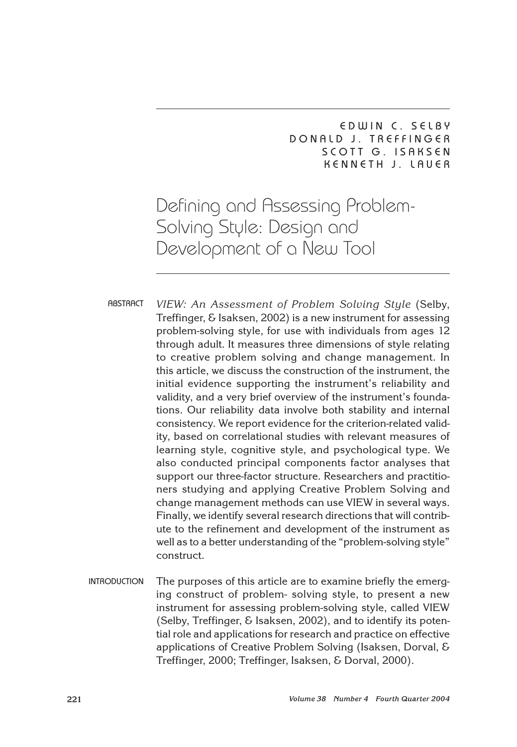EDWIN C. SELBY
DONALD J. TREFFINGER
SCOTT G. ISAKSEN
KENNETH J. LAUER

# Defining and Assessing Problem-Solving Style: Design and Development of a New Tool

## ABSTRACT

*VIEW: An Assessment of Problem Solving Style* (Selby, Treffinger, & Isaksen, 2002) is a new instrument for assessing problem-solving style, for use with individuals from ages 12 through adult. It measures three dimensions of style relating to creative problem solving and change management. In this article, we discuss the construction of the instrument, the initial evidence supporting the instrument's reliability and validity, and a very brief overview of the instrument's foundations. Our reliability data involve both stability and internal consistency. We report evidence for the criterion-related validity, based on correlational studies with relevant measures of learning style, cognitive style, and psychological type. We also conducted principal components factor analyses that support our three-factor structure. Researchers and practitioners studying and applying Creative Problem Solving and change management methods can use VIEW in several ways. Finally, we identify several research directions that will contribute to the refinement and development of the instrument as well as to a better understanding of the "problem-solving style" construct.

## INTRODUCTION

The purposes of this article are to examine briefly the emerging construct of problem- solving style, to present a new instrument for assessing problem-solving style, called VIEW (Selby, Treffinger, & Isaksen, 2002), and to identify its potential role and applications for research and practice on effective applications of Creative Problem Solving (Isaksen, Dorval, & Treffinger, 2000; Treffinger, Isaksen, & Dorval, 2000).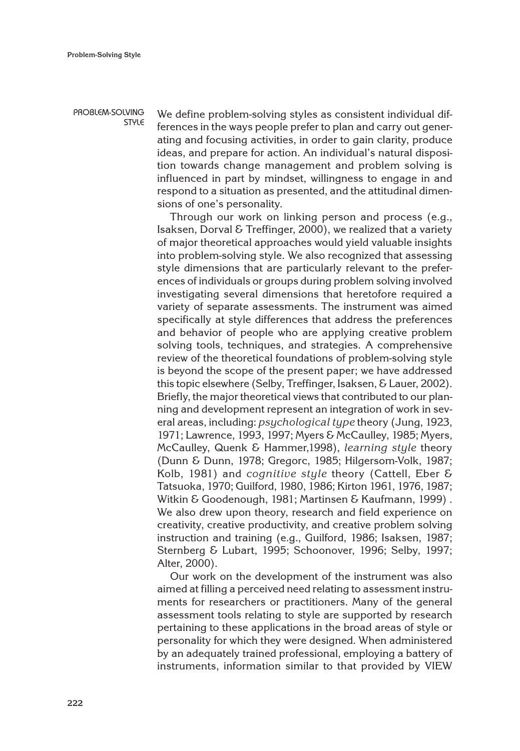## PROBLEM-SOLVING STYLE

We define problem-solving styles as consistent individual differences in the ways people prefer to plan and carry out generating and focusing activities, in order to gain clarity, produce ideas, and prepare for action. An individual's natural disposition towards change management and problem solving is influenced in part by mindset, willingness to engage in and respond to a situation as presented, and the attitudinal dimensions of one's personality.

Through our work on linking person and process (e.g., Isaksen, Dorval & Treffinger, 2000), we realized that a variety of major theoretical approaches would yield valuable insights into problem-solving style. We also recognized that assessing style dimensions that are particularly relevant to the preferences of individuals or groups during problem solving involved investigating several dimensions that heretofore required a variety of separate assessments. The instrument was aimed specifically at style differences that address the preferences and behavior of people who are applying creative problem solving tools, techniques, and strategies. A comprehensive review of the theoretical foundations of problem-solving style is beyond the scope of the present paper; we have addressed this topic elsewhere (Selby, Treffinger, Isaksen, & Lauer, 2002). Briefly, the major theoretical views that contributed to our planning and development represent an integration of work in several areas, including: *psychological type* theory (Jung, 1923, 1971; Lawrence, 1993, 1997; Myers & McCaulley, 1985; Myers, McCaulley, Quenk & Hammer,1998), *learning style* theory (Dunn & Dunn, 1978; Gregorc, 1985; Hilgersom-Volk, 1987; Kolb, 1981) and *cognitive style* theory (Cattell, Eber & Tatsuoka, 1970; Guilford, 1980, 1986; Kirton 1961, 1976, 1987; Witkin & Goodenough, 1981; Martinsen & Kaufmann, 1999) . We also drew upon theory, research and field experience on creativity, creative productivity, and creative problem solving instruction and training (e.g., Guilford, 1986; Isaksen, 1987; Sternberg & Lubart, 1995; Schoonover, 1996; Selby, 1997; Alter, 2000).

Our work on the development of the instrument was also aimed at filling a perceived need relating to assessment instruments for researchers or practitioners. Many of the general assessment tools relating to style are supported by research pertaining to these applications in the broad areas of style or personality for which they were designed. When administered by an adequately trained professional, employing a battery of instruments, information similar to that provided by VIEW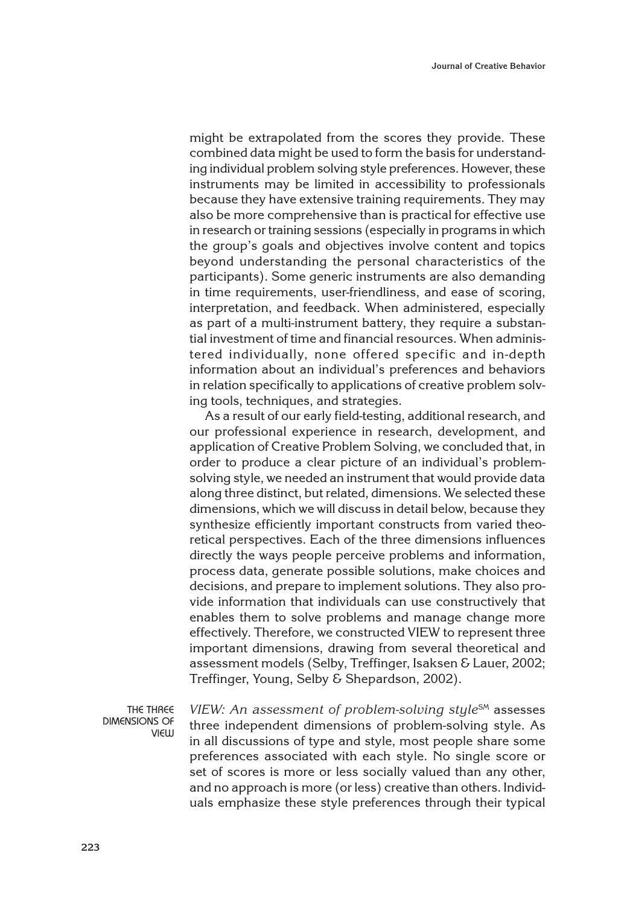might be extrapolated from the scores they provide. These combined data might be used to form the basis for understanding individual problem solving style preferences. However, these instruments may be limited in accessibility to professionals because they have extensive training requirements. They may also be more comprehensive than is practical for effective use in research or training sessions (especially in programs in which the group's goals and objectives involve content and topics beyond understanding the personal characteristics of the participants). Some generic instruments are also demanding in time requirements, user-friendliness, and ease of scoring, interpretation, and feedback. When administered, especially as part of a multi-instrument battery, they require a substantial investment of time and financial resources. When administered individually, none offered specific and in-depth information about an individual's preferences and behaviors in relation specifically to applications of creative problem solving tools, techniques, and strategies.

As a result of our early field-testing, additional research, and our professional experience in research, development, and application of Creative Problem Solving, we concluded that, in order to produce a clear picture of an individual's problem-solving style, we needed an instrument that would provide data along three distinct, but related, dimensions. We selected these dimensions, which we will discuss in detail below, because they synthesize efficiently important constructs from varied theoretical perspectives. Each of the three dimensions influences directly the ways people perceive problems and information, process data, generate possible solutions, make choices and decisions, and prepare to implement solutions. They also provide information that individuals can use constructively that enables them to solve problems and manage change more effectively. Therefore, we constructed VIEW to represent three important dimensions, drawing from several theoretical and assessment models (Selby, Treffinger, Isaksen & Lauer, 2002; Treffinger, Young, Selby & Shepardson, 2002).

## THE THREE DIMENSIONS OF VIEW

*VIEW: An assessment of problem-solving style*[SM] assesses three independent dimensions of problem-solving style. As in all discussions of type and style, most people share some preferences associated with each style. No single score or set of scores is more or less socially valued than any other, and no approach is more (or less) creative than others. Individuals emphasize these style preferences through their typical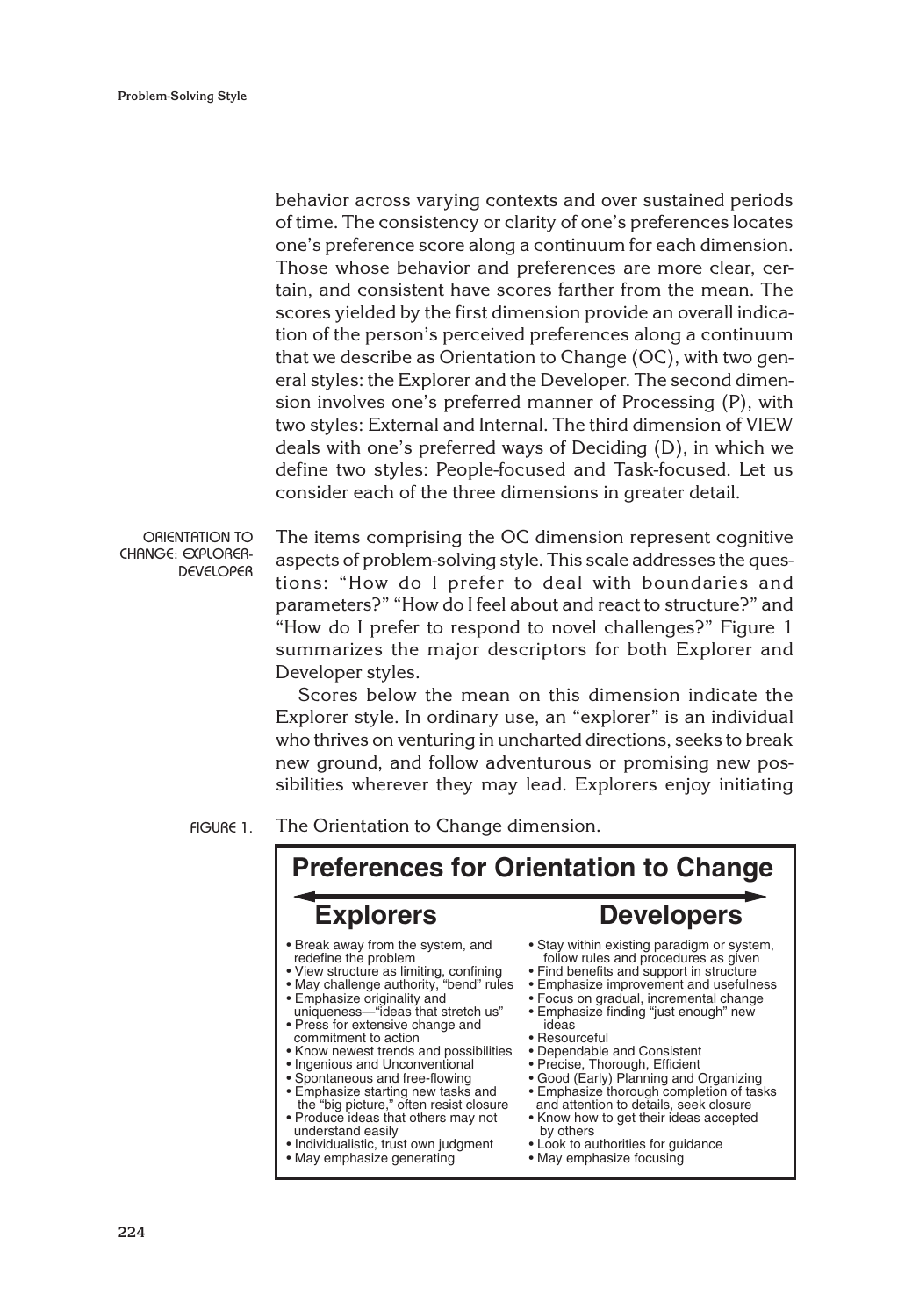behavior across varying contexts and over sustained periods of time. The consistency or clarity of one's preferences locates one's preference score along a continuum for each dimension. Those whose behavior and preferences are more clear, certain, and consistent have scores farther from the mean. The scores yielded by the first dimension provide an overall indication of the person's perceived preferences along a continuum that we describe as Orientation to Change (OC), with two general styles: the Explorer and the Developer. The second dimension involves one's preferred manner of Processing (P), with two styles: External and Internal. The third dimension of VIEW deals with one's preferred ways of Deciding (D), in which we define two styles: People-focused and Task-focused. Let us consider each of the three dimensions in greater detail.

## Orientation to Change: Explorer-Developer

The items comprising the OC dimension represent cognitive aspects of problem-solving style. This scale addresses the questions: "How do I prefer to deal with boundaries and parameters?" "How do I feel about and react to structure?" and "How do I prefer to respond to novel challenges?" Figure 1 summarizes the major descriptors for both Explorer and Developer styles.

Scores below the mean on this dimension indicate the Explorer style. In ordinary use, an "explorer" is an individual who thrives on venturing in uncharted directions, seeks to break new ground, and follow adventurous or promising new possibilities wherever they may lead. Explorers enjoy initiating

FIGURE 1. The Orientation to Change dimension.

**Preferences for Orientation to Change**

| Explorers | Developers |
|---|---|
| • Break away from the system, and redefine the problem | • Stay within existing paradigm or system, follow rules and procedures as given |
| • View structure as limiting, confining | • Find benefits and support in structure |
| • May challenge authority, "bend" rules | • Emphasize improvement and usefulness |
| • Emphasize originality and uniqueness—"ideas that stretch us" | • Focus on gradual, incremental change |
| • Press for extensive change and commitment to action | • Emphasize finding "just enough" new ideas |
| • Know newest trends and possibilities | • Resourceful |
| • Ingenious and Unconventional | • Dependable and Consistent |
| • Spontaneous and free-flowing | • Precise, Thorough, Efficient |
| • Emphasize starting new tasks and the "big picture," often resist closure | • Good (Early) Planning and Organizing |
| • Produce ideas that others may not understand easily | • Emphasize thorough completion of tasks and attention to details, seek closure |
| • Individualistic, trust own judgment | • Know how to get their ideas accepted by others |
| • May emphasize generating | • Look to authorities for guidance |
| | • May emphasize focusing |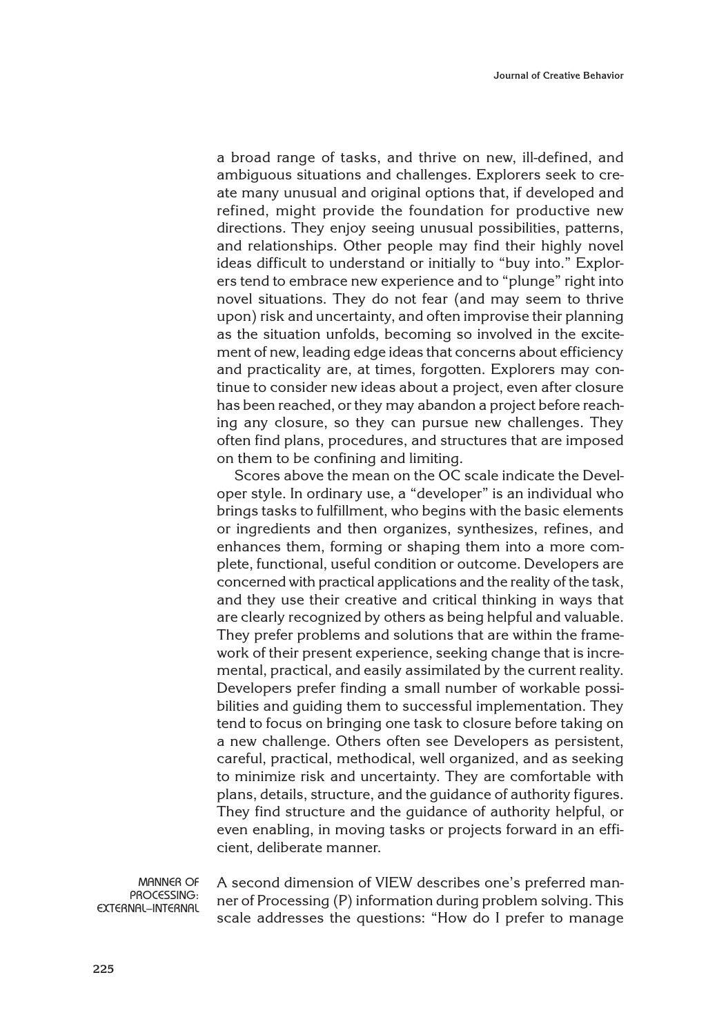a broad range of tasks, and thrive on new, ill-defined, and ambiguous situations and challenges. Explorers seek to create many unusual and original options that, if developed and refined, might provide the foundation for productive new directions. They enjoy seeing unusual possibilities, patterns, and relationships. Other people may find their highly novel ideas difficult to understand or initially to "buy into." Explorers tend to embrace new experience and to "plunge" right into novel situations. They do not fear (and may seem to thrive upon) risk and uncertainty, and often improvise their planning as the situation unfolds, becoming so involved in the excitement of new, leading edge ideas that concerns about efficiency and practicality are, at times, forgotten. Explorers may continue to consider new ideas about a project, even after closure has been reached, or they may abandon a project before reaching any closure, so they can pursue new challenges. They often find plans, procedures, and structures that are imposed on them to be confining and limiting.

Scores above the mean on the OC scale indicate the Developer style. In ordinary use, a "developer" is an individual who brings tasks to fulfillment, who begins with the basic elements or ingredients and then organizes, synthesizes, refines, and enhances them, forming or shaping them into a more complete, functional, useful condition or outcome. Developers are concerned with practical applications and the reality of the task, and they use their creative and critical thinking in ways that are clearly recognized by others as being helpful and valuable. They prefer problems and solutions that are within the framework of their present experience, seeking change that is incremental, practical, and easily assimilated by the current reality. Developers prefer finding a small number of workable possibilities and guiding them to successful implementation. They tend to focus on bringing one task to closure before taking on a new challenge. Others often see Developers as persistent, careful, practical, methodical, well organized, and as seeking to minimize risk and uncertainty. They are comfortable with plans, details, structure, and the guidance of authority figures. They find structure and the guidance of authority helpful, or even enabling, in moving tasks or projects forward in an efficient, deliberate manner.

## MANNER OF PROCESSING: EXTERNAL–INTERNAL

A second dimension of VIEW describes one's preferred manner of Processing (P) information during problem solving. This scale addresses the questions: "How do I prefer to manage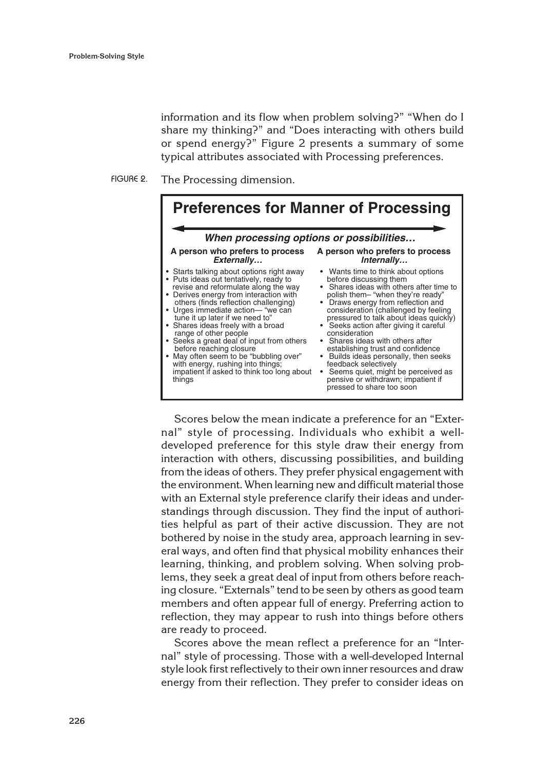information and its flow when problem solving?" "When do I share my thinking?" and "Does interacting with others build or spend energy?" Figure 2 presents a summary of some typical attributes associated with Processing preferences.

FIGURE 2. The Processing dimension.

## Preferences for Manner of Processing

***When processing options or possibilities…***

| A person who prefers to process ***Externally…*** | A person who prefers to process ***Internally…*** |
|---|---|
| • Starts talking about options right away<br>• Puts ideas out tentatively, ready to revise and reformulate along the way<br>• Derives energy from interaction with others (finds reflection challenging)<br>• Urges immediate action— "we can tune it up later if we need to"<br>• Shares ideas freely with a broad range of other people<br>• Seeks a great deal of input from others before reaching closure<br>• May often seem to be "bubbling over" with energy, rushing into things; impatient if asked to think too long about things | • Wants time to think about options before discussing them<br>• Shares ideas with others after time to polish them– "when they're ready"<br>• Draws energy from reflection and consideration (challenged by feeling pressured to talk about ideas quickly)<br>• Seeks action after giving it careful consideration<br>• Shares ideas with others after establishing trust and confidence<br>• Builds ideas personally, then seeks feedback selectively<br>• Seems quiet, might be perceived as pensive or withdrawn; impatient if pressed to share too soon |

Scores below the mean indicate a preference for an "External" style of processing. Individuals who exhibit a well-developed preference for this style draw their energy from interaction with others, discussing possibilities, and building from the ideas of others. They prefer physical engagement with the environment. When learning new and difficult material those with an External style preference clarify their ideas and understandings through discussion. They find the input of authorities helpful as part of their active discussion. They are not bothered by noise in the study area, approach learning in several ways, and often find that physical mobility enhances their learning, thinking, and problem solving. When solving problems, they seek a great deal of input from others before reaching closure. "Externals" tend to be seen by others as good team members and often appear full of energy. Preferring action to reflection, they may appear to rush into things before others are ready to proceed.

Scores above the mean reflect a preference for an "Internal" style of processing. Those with a well-developed Internal style look first reflectively to their own inner resources and draw energy from their reflection. They prefer to consider ideas on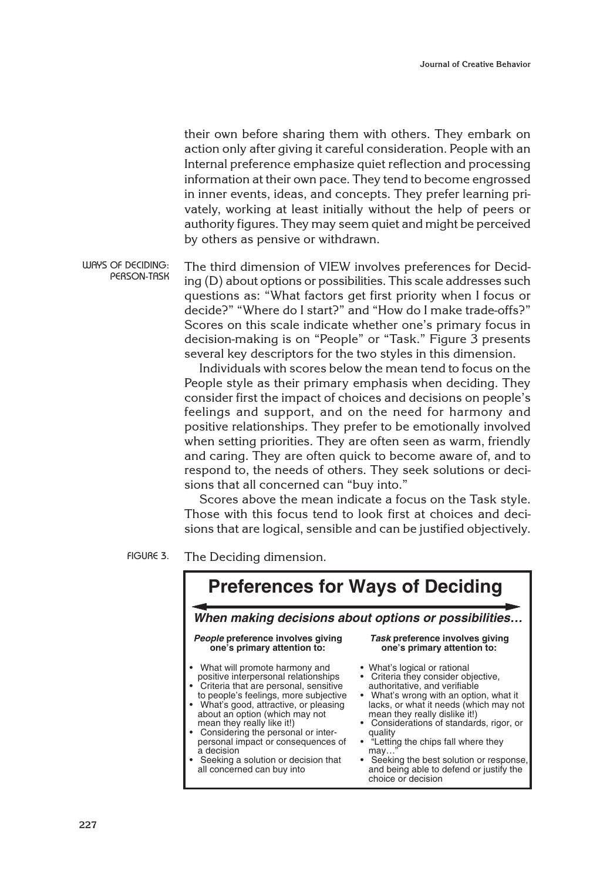their own before sharing them with others. They embark on action only after giving it careful consideration. People with an Internal preference emphasize quiet reflection and processing information at their own pace. They tend to become engrossed in inner events, ideas, and concepts. They prefer learning privately, working at least initially without the help of peers or authority figures. They may seem quiet and might be perceived by others as pensive or withdrawn.

## WAYS OF DECIDING: PERSON-TASK

The third dimension of VIEW involves preferences for Deciding (D) about options or possibilities. This scale addresses such questions as: "What factors get first priority when I focus or decide?" "Where do I start?" and "How do I make trade-offs?" Scores on this scale indicate whether one's primary focus in decision-making is on "People" or "Task." Figure 3 presents several key descriptors for the two styles in this dimension.

Individuals with scores below the mean tend to focus on the People style as their primary emphasis when deciding. They consider first the impact of choices and decisions on people's feelings and support, and on the need for harmony and positive relationships. They prefer to be emotionally involved when setting priorities. They are often seen as warm, friendly and caring. They are often quick to become aware of, and to respond to, the needs of others. They seek solutions or decisions that all concerned can "buy into."

Scores above the mean indicate a focus on the Task style. Those with this focus tend to look first at choices and decisions that are logical, sensible and can be justified objectively.

FIGURE 3. The Deciding dimension.

**Preferences for Ways of Deciding**

***When making decisions about options or possibilities…***

| ***People*** **preference involves giving one's primary attention to:** | ***Task*** **preference involves giving one's primary attention to:** |
|---|---|
| • What will promote harmony and positive interpersonal relationships<br>• Criteria that are personal, sensitive to people's feelings, more subjective<br>• What's good, attractive, or pleasing about an option (which may not mean they really like it!)<br>• Considering the personal or interpersonal impact or consequences of a decision<br>• Seeking a solution or decision that all concerned can buy into | • What's logical or rational<br>• Criteria they consider objective, authoritative, and verifiable<br>• What's wrong with an option, what it lacks, or what it needs (which may not mean they really dislike it!)<br>• Considerations of standards, rigor, or quality<br>• "Letting the chips fall where they may…"<br>• Seeking the best solution or response, and being able to defend or justify the choice or decision |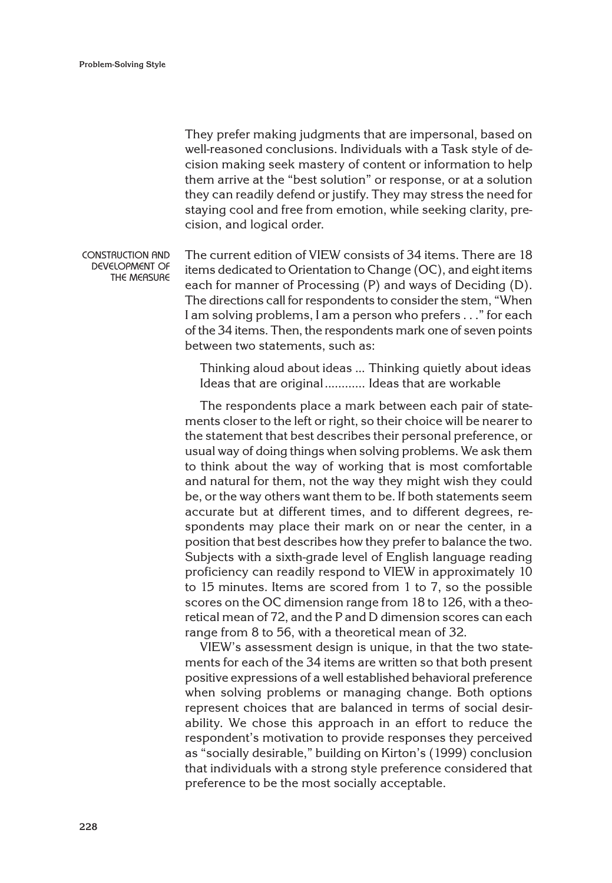They prefer making judgments that are impersonal, based on well-reasoned conclusions. Individuals with a Task style of decision making seek mastery of content or information to help them arrive at the "best solution" or response, or at a solution they can readily defend or justify. They may stress the need for staying cool and free from emotion, while seeking clarity, precision, and logical order.

## CONSTRUCTION AND DEVELOPMENT OF THE MEASURE

The current edition of VIEW consists of 34 items. There are 18 items dedicated to Orientation to Change (OC), and eight items each for manner of Processing (P) and ways of Deciding (D). The directions call for respondents to consider the stem, "When I am solving problems, I am a person who prefers . . ." for each of the 34 items. Then, the respondents mark one of seven points between two statements, such as:

> Thinking aloud about ideas ... Thinking quietly about ideas
> Ideas that are original ............ Ideas that are workable

The respondents place a mark between each pair of statements closer to the left or right, so their choice will be nearer to the statement that best describes their personal preference, or usual way of doing things when solving problems. We ask them to think about the way of working that is most comfortable and natural for them, not the way they might wish they could be, or the way others want them to be. If both statements seem accurate but at different times, and to different degrees, respondents may place their mark on or near the center, in a position that best describes how they prefer to balance the two. Subjects with a sixth-grade level of English language reading proficiency can readily respond to VIEW in approximately 10 to 15 minutes. Items are scored from 1 to 7, so the possible scores on the OC dimension range from 18 to 126, with a theoretical mean of 72, and the P and D dimension scores can each range from 8 to 56, with a theoretical mean of 32.

VIEW's assessment design is unique, in that the two statements for each of the 34 items are written so that both present positive expressions of a well established behavioral preference when solving problems or managing change. Both options represent choices that are balanced in terms of social desirability. We chose this approach in an effort to reduce the respondent's motivation to provide responses they perceived as "socially desirable," building on Kirton's (1999) conclusion that individuals with a strong style preference considered that preference to be the most socially acceptable.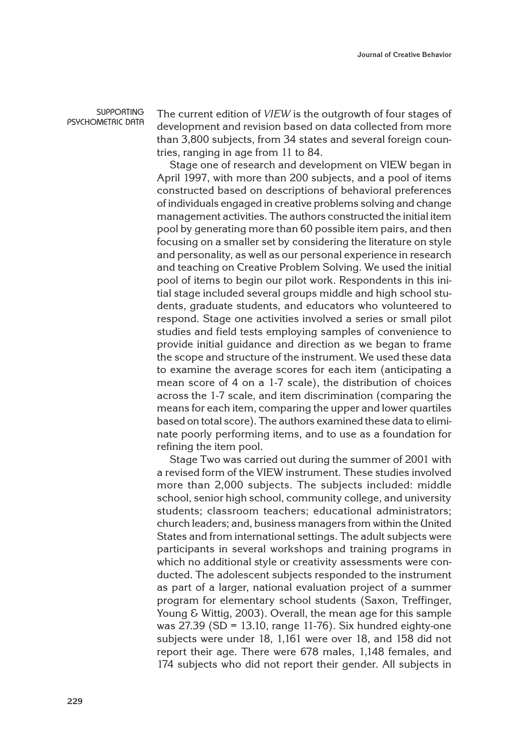## SUPPORTING PSYCHOMETRIC DATA

The current edition of *VIEW* is the outgrowth of four stages of development and revision based on data collected from more than 3,800 subjects, from 34 states and several foreign countries, ranging in age from 11 to 84.

Stage one of research and development on VIEW began in April 1997, with more than 200 subjects, and a pool of items constructed based on descriptions of behavioral preferences of individuals engaged in creative problems solving and change management activities. The authors constructed the initial item pool by generating more than 60 possible item pairs, and then focusing on a smaller set by considering the literature on style and personality, as well as our personal experience in research and teaching on Creative Problem Solving. We used the initial pool of items to begin our pilot work. Respondents in this initial stage included several groups middle and high school students, graduate students, and educators who volunteered to respond. Stage one activities involved a series or small pilot studies and field tests employing samples of convenience to provide initial guidance and direction as we began to frame the scope and structure of the instrument. We used these data to examine the average scores for each item (anticipating a mean score of 4 on a 1-7 scale), the distribution of choices across the 1-7 scale, and item discrimination (comparing the means for each item, comparing the upper and lower quartiles based on total score). The authors examined these data to eliminate poorly performing items, and to use as a foundation for refining the item pool.

Stage Two was carried out during the summer of 2001 with a revised form of the VIEW instrument. These studies involved more than 2,000 subjects. The subjects included: middle school, senior high school, community college, and university students; classroom teachers; educational administrators; church leaders; and, business managers from within the United States and from international settings. The adult subjects were participants in several workshops and training programs in which no additional style or creativity assessments were conducted. The adolescent subjects responded to the instrument as part of a larger, national evaluation project of a summer program for elementary school students (Saxon, Treffinger, Young & Wittig, 2003). Overall, the mean age for this sample was 27.39 (SD = 13.10, range 11-76). Six hundred eighty-one subjects were under 18, 1,161 were over 18, and 158 did not report their age. There were 678 males, 1,148 females, and 174 subjects who did not report their gender. All subjects in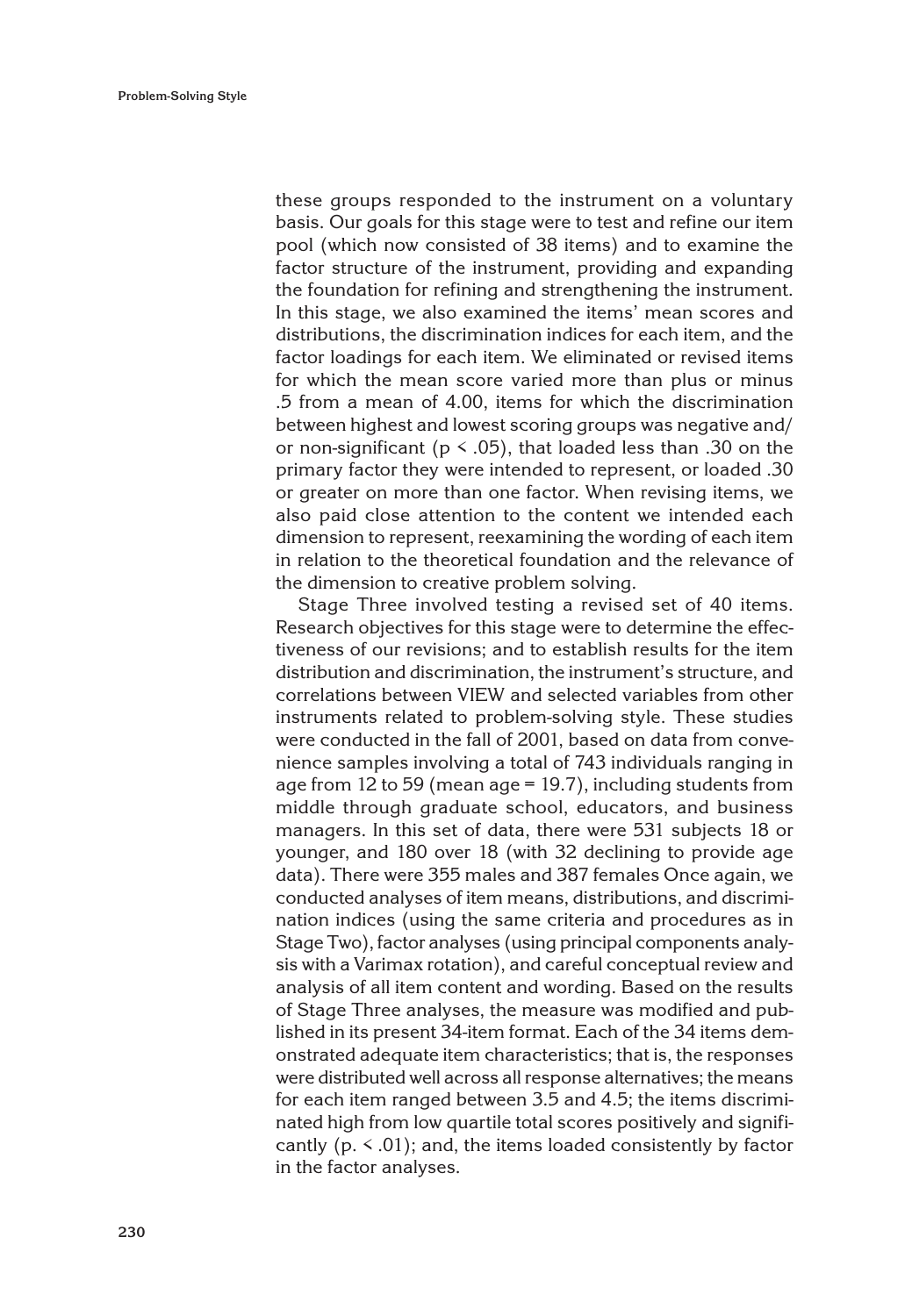these groups responded to the instrument on a voluntary basis. Our goals for this stage were to test and refine our item pool (which now consisted of 38 items) and to examine the factor structure of the instrument, providing and expanding the foundation for refining and strengthening the instrument. In this stage, we also examined the items' mean scores and distributions, the discrimination indices for each item, and the factor loadings for each item. We eliminated or revised items for which the mean score varied more than plus or minus .5 from a mean of 4.00, items for which the discrimination between highest and lowest scoring groups was negative and/or non-significant ($p < .05$), that loaded less than .30 on the primary factor they were intended to represent, or loaded .30 or greater on more than one factor. When revising items, we also paid close attention to the content we intended each dimension to represent, reexamining the wording of each item in relation to the theoretical foundation and the relevance of the dimension to creative problem solving.

Stage Three involved testing a revised set of 40 items. Research objectives for this stage were to determine the effectiveness of our revisions; and to establish results for the item distribution and discrimination, the instrument's structure, and correlations between VIEW and selected variables from other instruments related to problem-solving style. These studies were conducted in the fall of 2001, based on data from convenience samples involving a total of 743 individuals ranging in age from 12 to 59 (mean age = 19.7), including students from middle through graduate school, educators, and business managers. In this set of data, there were 531 subjects 18 or younger, and 180 over 18 (with 32 declining to provide age data). There were 355 males and 387 females Once again, we conducted analyses of item means, distributions, and discrimination indices (using the same criteria and procedures as in Stage Two), factor analyses (using principal components analysis with a Varimax rotation), and careful conceptual review and analysis of all item content and wording. Based on the results of Stage Three analyses, the measure was modified and published in its present 34-item format. Each of the 34 items demonstrated adequate item characteristics; that is, the responses were distributed well across all response alternatives; the means for each item ranged between 3.5 and 4.5; the items discriminated high from low quartile total scores positively and significantly ($p. < .01$); and, the items loaded consistently by factor in the factor analyses.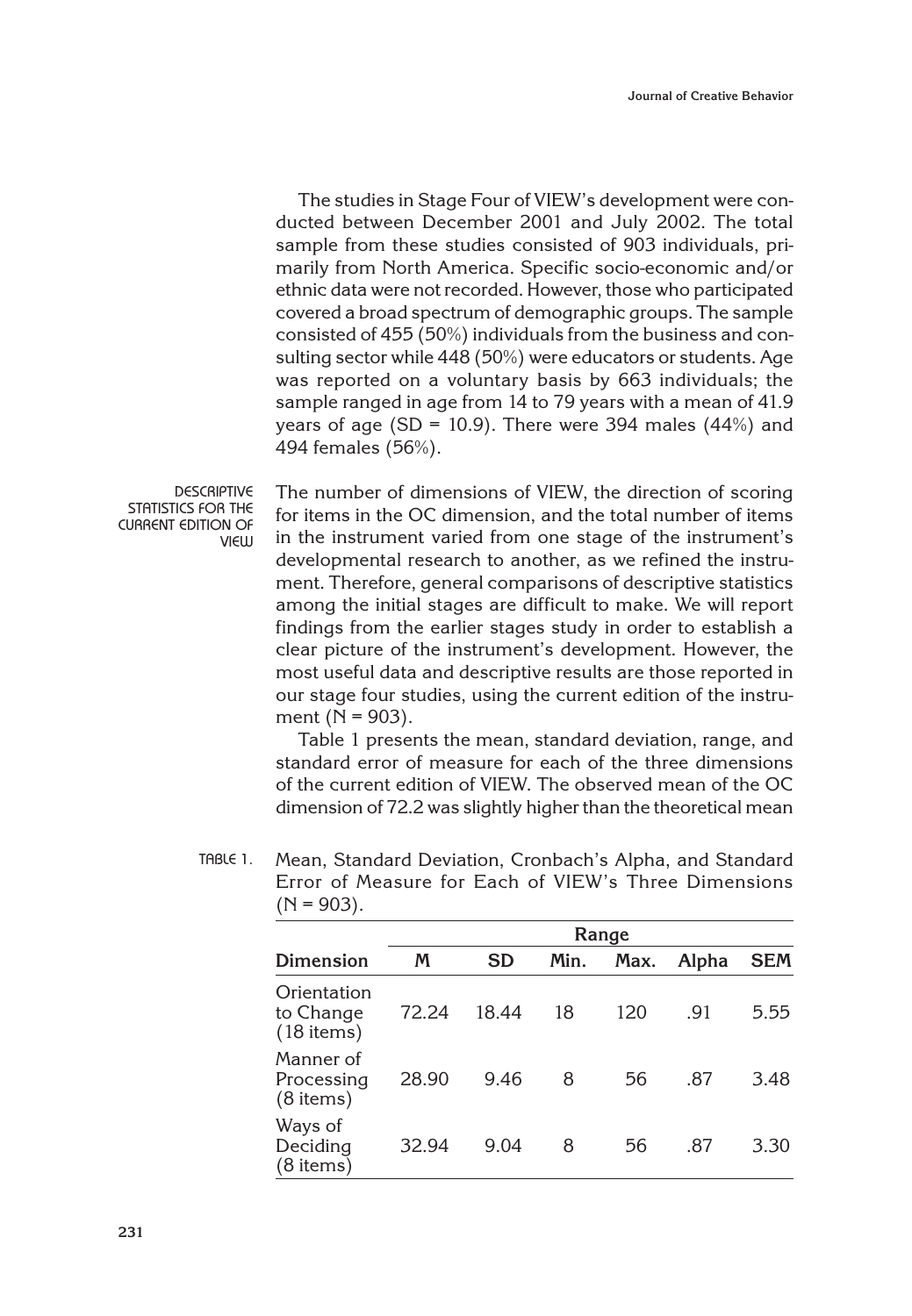The studies in Stage Four of VIEW's development were conducted between December 2001 and July 2002. The total sample from these studies consisted of 903 individuals, primarily from North America. Specific socio-economic and/or ethnic data were not recorded. However, those who participated covered a broad spectrum of demographic groups. The sample consisted of 455 (50%) individuals from the business and consulting sector while 448 (50%) were educators or students. Age was reported on a voluntary basis by 663 individuals; the sample ranged in age from 14 to 79 years with a mean of 41.9 years of age (SD = 10.9). There were 394 males (44%) and 494 females (56%).

## DESCRIPTIVE STATISTICS FOR THE CURRENT EDITION OF VIEW

The number of dimensions of VIEW, the direction of scoring for items in the OC dimension, and the total number of items in the instrument varied from one stage of the instrument's developmental research to another, as we refined the instrument. Therefore, general comparisons of descriptive statistics among the initial stages are difficult to make. We will report findings from the earlier stages study in order to establish a clear picture of the instrument's development. However, the most useful data and descriptive results are those reported in our stage four studies, using the current edition of the instrument (N = 903).

Table 1 presents the mean, standard deviation, range, and standard error of measure for each of the three dimensions of the current edition of VIEW. The observed mean of the OC dimension of 72.2 was slightly higher than the theoretical mean

TABLE 1. Mean, Standard Deviation, Cronbach's Alpha, and Standard Error of Measure for Each of VIEW's Three Dimensions (N = 903).

| | | | Range | | | |
|---|---|---|---|---|---|---|
| **Dimension** | ***M*** | **SD** | **Min.** | **Max.** | **Alpha** | **SEM** |
| Orientation to Change (18 items) | 72.24 | 18.44 | 18 | 120 | .91 | 5.55 |
| Manner of Processing (8 items) | 28.90 | 9.46 | 8 | 56 | .87 | 3.48 |
| Ways of Deciding (8 items) | 32.94 | 9.04 | 8 | 56 | .87 | 3.30 |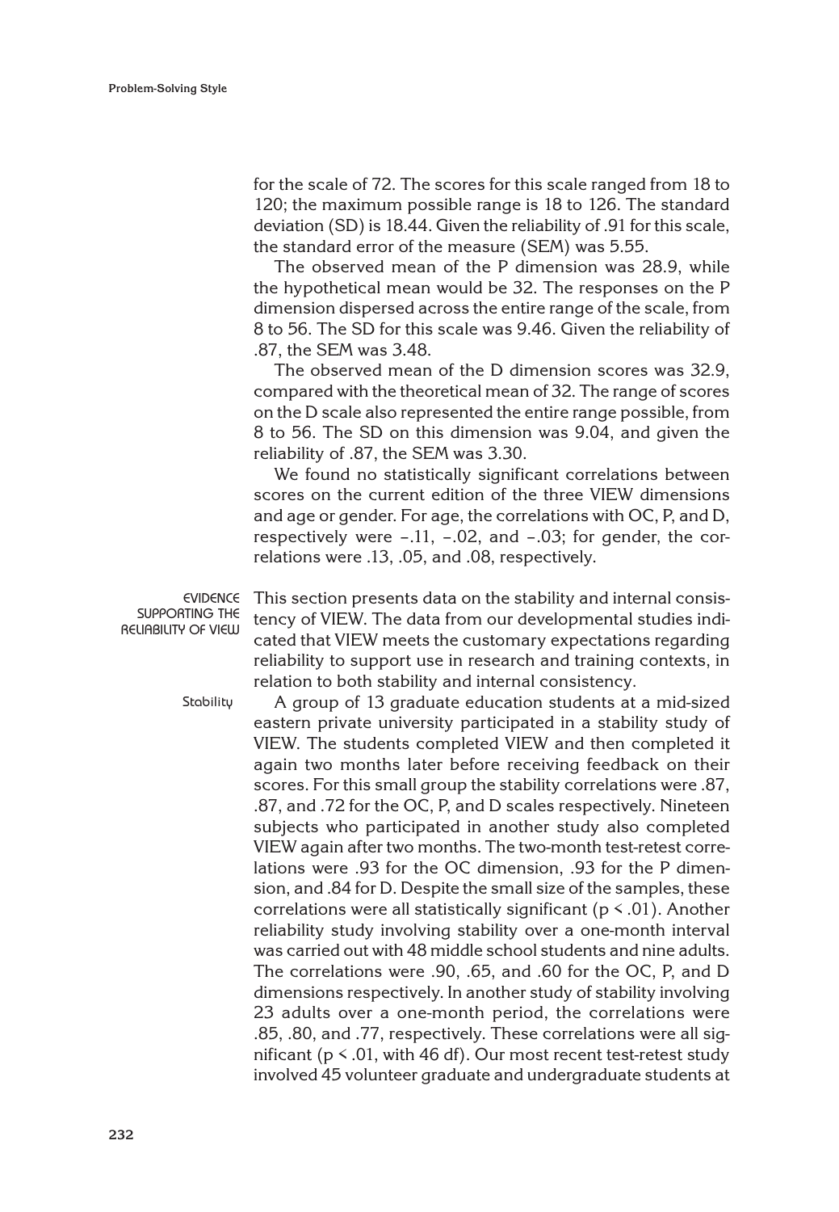for the scale of 72. The scores for this scale ranged from 18 to 120; the maximum possible range is 18 to 126. The standard deviation (SD) is 18.44. Given the reliability of .91 for this scale, the standard error of the measure (SEM) was 5.55.

The observed mean of the P dimension was 28.9, while the hypothetical mean would be 32. The responses on the P dimension dispersed across the entire range of the scale, from 8 to 56. The SD for this scale was 9.46. Given the reliability of .87, the SEM was 3.48.

The observed mean of the D dimension scores was 32.9, compared with the theoretical mean of 32. The range of scores on the D scale also represented the entire range possible, from 8 to 56. The SD on this dimension was 9.04, and given the reliability of .87, the SEM was 3.30.

We found no statistically significant correlations between scores on the current edition of the three VIEW dimensions and age or gender. For age, the correlations with OC, P, and D, respectively were –.11, –.02, and –.03; for gender, the correlations were .13, .05, and .08, respectively.

## Evidence Supporting the Reliability of VIEW

This section presents data on the stability and internal consistency of VIEW. The data from our developmental studies indicated that VIEW meets the customary expectations regarding reliability to support use in research and training contexts, in relation to both stability and internal consistency.

### Stability

A group of 13 graduate education students at a mid-sized eastern private university participated in a stability study of VIEW. The students completed VIEW and then completed it again two months later before receiving feedback on their scores. For this small group the stability correlations were .87, .87, and .72 for the OC, P, and D scales respectively. Nineteen subjects who participated in another study also completed VIEW again after two months. The two-month test-retest correlations were .93 for the OC dimension, .93 for the P dimension, and .84 for D. Despite the small size of the samples, these correlations were all statistically significant ($p < .01$). Another reliability study involving stability over a one-month interval was carried out with 48 middle school students and nine adults. The correlations were .90, .65, and .60 for the OC, P, and D dimensions respectively. In another study of stability involving 23 adults over a one-month period, the correlations were .85, .80, and .77, respectively. These correlations were all significant ($p < .01$, with 46 df). Our most recent test-retest study involved 45 volunteer graduate and undergraduate students at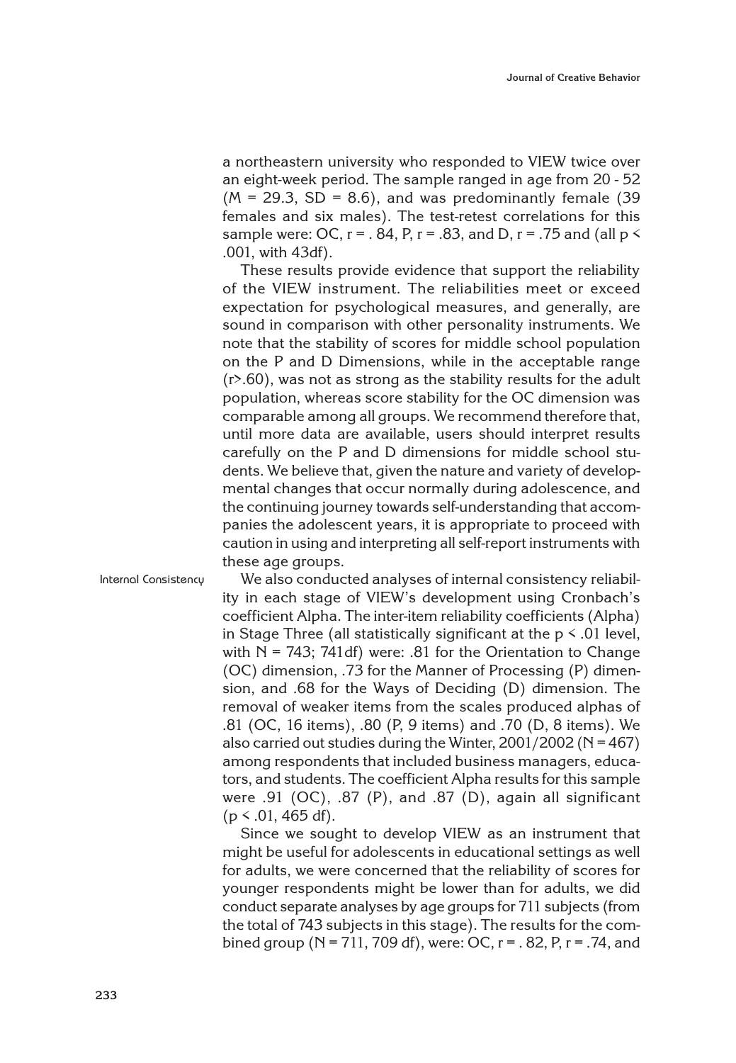a northeastern university who responded to VIEW twice over an eight-week period. The sample ranged in age from 20 - 52 ($M = 29.3$, $SD = 8.6$), and was predominantly female (39 females and six males). The test-retest correlations for this sample were: OC, $r = .84$, P, $r = .83$, and D, $r = .75$ and (all $p < .001$, with 43df).

These results provide evidence that support the reliability of the VIEW instrument. The reliabilities meet or exceed expectation for psychological measures, and generally, are sound in comparison with other personality instruments. We note that the stability of scores for middle school population on the P and D Dimensions, while in the acceptable range ($r > .60$), was not as strong as the stability results for the adult population, whereas score stability for the OC dimension was comparable among all groups. We recommend therefore that, until more data are available, users should interpret results carefully on the P and D dimensions for middle school students. We believe that, given the nature and variety of developmental changes that occur normally during adolescence, and the continuing journey towards self-understanding that accompanies the adolescent years, it is appropriate to proceed with caution in using and interpreting all self-report instruments with these age groups.

## Internal Consistency

We also conducted analyses of internal consistency reliability in each stage of VIEW's development using Cronbach's coefficient Alpha. The inter-item reliability coefficients (Alpha) in Stage Three (all statistically significant at the $p < .01$ level, with $N = 743$; 741df) were: .81 for the Orientation to Change (OC) dimension, .73 for the Manner of Processing (P) dimension, and .68 for the Ways of Deciding (D) dimension. The removal of weaker items from the scales produced alphas of .81 (OC, 16 items), .80 (P, 9 items) and .70 (D, 8 items). We also carried out studies during the Winter, 2001/2002 ($N = 467$) among respondents that included business managers, educators, and students. The coefficient Alpha results for this sample were .91 (OC), .87 (P), and .87 (D), again all significant ($p < .01$, 465 df).

Since we sought to develop VIEW as an instrument that might be useful for adolescents in educational settings as well for adults, we were concerned that the reliability of scores for younger respondents might be lower than for adults, we did conduct separate analyses by age groups for 711 subjects (from the total of 743 subjects in this stage). The results for the combined group ($N = 711$, 709 df), were: OC, $r = .82$, P, $r = .74$, and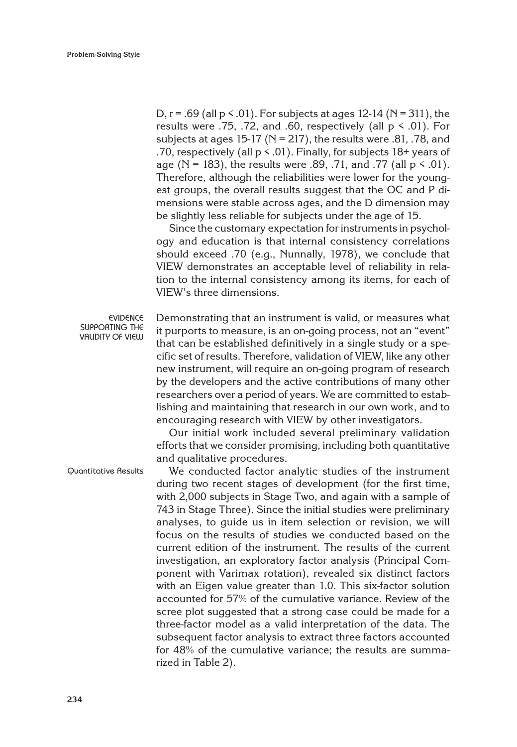D, $r = .69$ (all $p < .01$). For subjects at ages 12-14 ($N = 311$), the results were .75, .72, and .60, respectively (all $p < .01$). For subjects at ages 15-17 ($N = 217$), the results were .81, .78, and .70, respectively (all $p < .01$). Finally, for subjects 18+ years of age ($N = 183$), the results were .89, .71, and .77 (all $p < .01$). Therefore, although the reliabilities were lower for the youngest groups, the overall results suggest that the OC and P dimensions were stable across ages, and the D dimension may be slightly less reliable for subjects under the age of 15.

Since the customary expectation for instruments in psychology and education is that internal consistency correlations should exceed .70 (e.g., Nunnally, 1978), we conclude that VIEW demonstrates an acceptable level of reliability in relation to the internal consistency among its items, for each of VIEW's three dimensions.

## EVIDENCE SUPPORTING THE VALIDITY OF VIEW

Demonstrating that an instrument is valid, or measures what it purports to measure, is an on-going process, not an "event" that can be established definitively in a single study or a specific set of results. Therefore, validation of VIEW, like any other new instrument, will require an on-going program of research by the developers and the active contributions of many other researchers over a period of years. We are committed to establishing and maintaining that research in our own work, and to encouraging research with VIEW by other investigators.

Our initial work included several preliminary validation efforts that we consider promising, including both quantitative and qualitative procedures.

### Quantitative Results

We conducted factor analytic studies of the instrument during two recent stages of development (for the first time, with 2,000 subjects in Stage Two, and again with a sample of 743 in Stage Three). Since the initial studies were preliminary analyses, to guide us in item selection or revision, we will focus on the results of studies we conducted based on the current edition of the instrument. The results of the current investigation, an exploratory factor analysis (Principal Component with Varimax rotation), revealed six distinct factors with an Eigen value greater than 1.0. This six-factor solution accounted for 57% of the cumulative variance. Review of the scree plot suggested that a strong case could be made for a three-factor model as a valid interpretation of the data. The subsequent factor analysis to extract three factors accounted for 48% of the cumulative variance; the results are summarized in Table 2).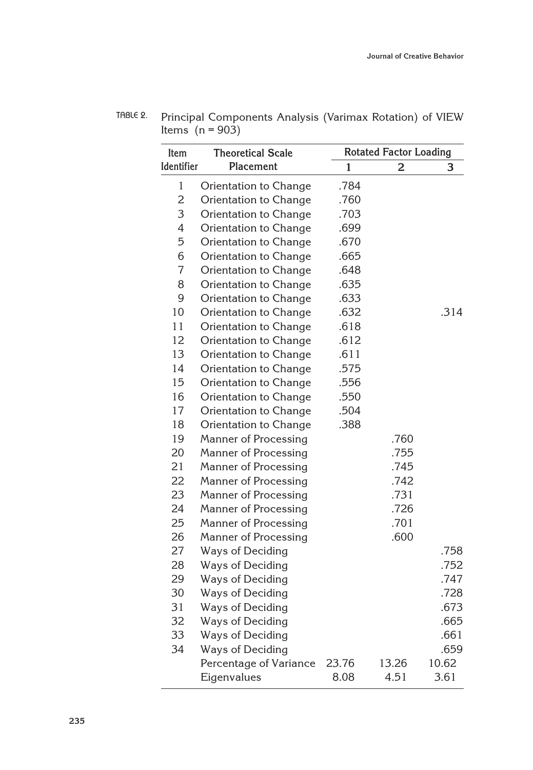TABLE 2. Principal Components Analysis (Varimax Rotation) of VIEW Items (n = 903)

| Item Identifier | Theoretical Scale Placement | Rotated Factor Loading | | |
|---|---|---|---|---|
| | | 1 | 2 | 3 |
| 1 | Orientation to Change | .784 | | |
| 2 | Orientation to Change | .760 | | |
| 3 | Orientation to Change | .703 | | |
| 4 | Orientation to Change | .699 | | |
| 5 | Orientation to Change | .670 | | |
| 6 | Orientation to Change | .665 | | |
| 7 | Orientation to Change | .648 | | |
| 8 | Orientation to Change | .635 | | |
| 9 | Orientation to Change | .633 | | |
| 10 | Orientation to Change | .632 | | .314 |
| 11 | Orientation to Change | .618 | | |
| 12 | Orientation to Change | .612 | | |
| 13 | Orientation to Change | .611 | | |
| 14 | Orientation to Change | .575 | | |
| 15 | Orientation to Change | .556 | | |
| 16 | Orientation to Change | .550 | | |
| 17 | Orientation to Change | .504 | | |
| 18 | Orientation to Change | .388 | | |
| 19 | Manner of Processing | | .760 | |
| 20 | Manner of Processing | | .755 | |
| 21 | Manner of Processing | | .745 | |
| 22 | Manner of Processing | | .742 | |
| 23 | Manner of Processing | | .731 | |
| 24 | Manner of Processing | | .726 | |
| 25 | Manner of Processing | | .701 | |
| 26 | Manner of Processing | | .600 | |
| 27 | Ways of Deciding | | | .758 |
| 28 | Ways of Deciding | | | .752 |
| 29 | Ways of Deciding | | | .747 |
| 30 | Ways of Deciding | | | .728 |
| 31 | Ways of Deciding | | | .673 |
| 32 | Ways of Deciding | | | .665 |
| 33 | Ways of Deciding | | | .661 |
| 34 | Ways of Deciding | | | .659 |
| | Percentage of Variance | 23.76 | 13.26 | 10.62 |
| | Eigenvalues | 8.08 | 4.51 | 3.61 |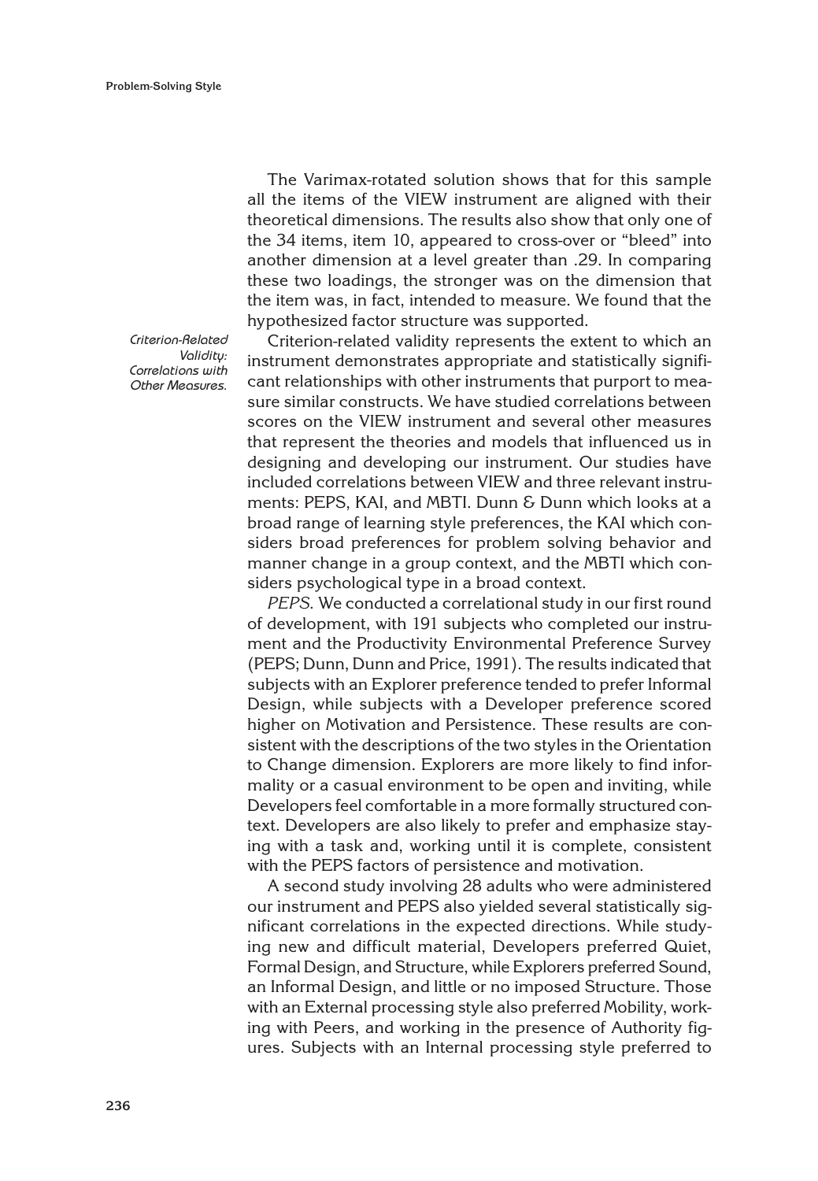The Varimax-rotated solution shows that for this sample all the items of the VIEW instrument are aligned with their theoretical dimensions. The results also show that only one of the 34 items, item 10, appeared to cross-over or "bleed" into another dimension at a level greater than .29. In comparing these two loadings, the stronger was on the dimension that the item was, in fact, intended to measure. We found that the hypothesized factor structure was supported.

*Criterion-Related Validity: Correlations with Other Measures.*

Criterion-related validity represents the extent to which an instrument demonstrates appropriate and statistically significant relationships with other instruments that purport to measure similar constructs. We have studied correlations between scores on the VIEW instrument and several other measures that represent the theories and models that influenced us in designing and developing our instrument. Our studies have included correlations between VIEW and three relevant instruments: PEPS, KAI, and MBTI. Dunn & Dunn which looks at a broad range of learning style preferences, the KAI which considers broad preferences for problem solving behavior and manner change in a group context, and the MBTI which considers psychological type in a broad context.

*PEPS.* We conducted a correlational study in our first round of development, with 191 subjects who completed our instrument and the Productivity Environmental Preference Survey (PEPS; Dunn, Dunn and Price, 1991). The results indicated that subjects with an Explorer preference tended to prefer Informal Design, while subjects with a Developer preference scored higher on Motivation and Persistence. These results are consistent with the descriptions of the two styles in the Orientation to Change dimension. Explorers are more likely to find informality or a casual environment to be open and inviting, while Developers feel comfortable in a more formally structured context. Developers are also likely to prefer and emphasize staying with a task and, working until it is complete, consistent with the PEPS factors of persistence and motivation.

A second study involving 28 adults who were administered our instrument and PEPS also yielded several statistically significant correlations in the expected directions. While studying new and difficult material, Developers preferred Quiet, Formal Design, and Structure, while Explorers preferred Sound, an Informal Design, and little or no imposed Structure. Those with an External processing style also preferred Mobility, working with Peers, and working in the presence of Authority figures. Subjects with an Internal processing style preferred to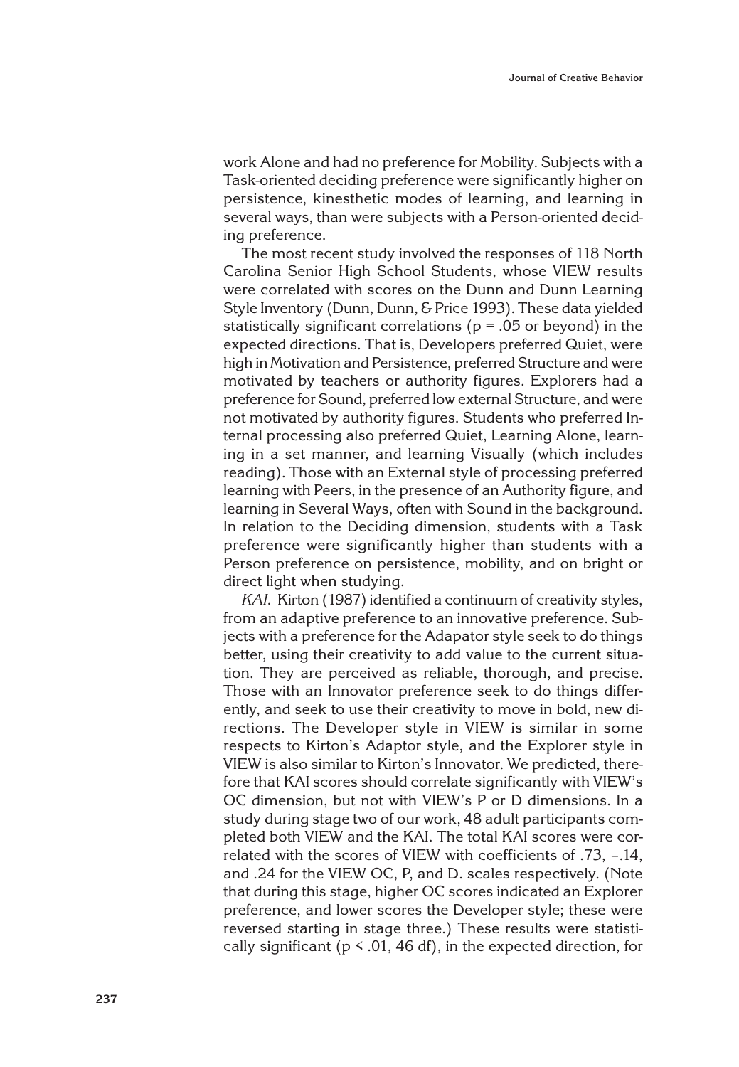work Alone and had no preference for Mobility. Subjects with a Task-oriented deciding preference were significantly higher on persistence, kinesthetic modes of learning, and learning in several ways, than were subjects with a Person-oriented deciding preference.

The most recent study involved the responses of 118 North Carolina Senior High School Students, whose VIEW results were correlated with scores on the Dunn and Dunn Learning Style Inventory (Dunn, Dunn, & Price 1993). These data yielded statistically significant correlations ($p = .05$ or beyond) in the expected directions. That is, Developers preferred Quiet, were high in Motivation and Persistence, preferred Structure and were motivated by teachers or authority figures. Explorers had a preference for Sound, preferred low external Structure, and were not motivated by authority figures. Students who preferred Internal processing also preferred Quiet, Learning Alone, learning in a set manner, and learning Visually (which includes reading). Those with an External style of processing preferred learning with Peers, in the presence of an Authority figure, and learning in Several Ways, often with Sound in the background. In relation to the Deciding dimension, students with a Task preference were significantly higher than students with a Person preference on persistence, mobility, and on bright or direct light when studying.

*KAI.* Kirton (1987) identified a continuum of creativity styles, from an adaptive preference to an innovative preference. Subjects with a preference for the Adapator style seek to do things better, using their creativity to add value to the current situation. They are perceived as reliable, thorough, and precise. Those with an Innovator preference seek to do things differently, and seek to use their creativity to move in bold, new directions. The Developer style in VIEW is similar in some respects to Kirton's Adaptor style, and the Explorer style in VIEW is also similar to Kirton's Innovator. We predicted, therefore that KAI scores should correlate significantly with VIEW's OC dimension, but not with VIEW's P or D dimensions. In a study during stage two of our work, 48 adult participants completed both VIEW and the KAI. The total KAI scores were correlated with the scores of VIEW with coefficients of .73, –.14, and .24 for the VIEW OC, P, and D. scales respectively. (Note that during this stage, higher OC scores indicated an Explorer preference, and lower scores the Developer style; these were reversed starting in stage three.) These results were statistically significant ($p < .01$, 46 df), in the expected direction, for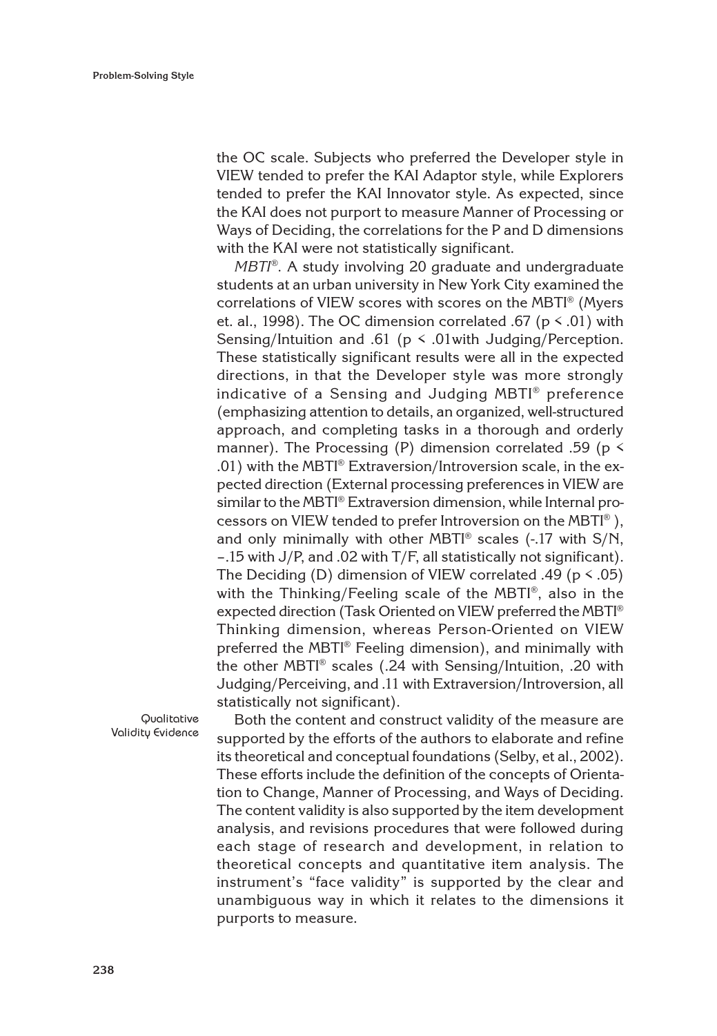the OC scale. Subjects who preferred the Developer style in VIEW tended to prefer the KAI Adaptor style, while Explorers tended to prefer the KAI Innovator style. As expected, since the KAI does not purport to measure Manner of Processing or Ways of Deciding, the correlations for the P and D dimensions with the KAI were not statistically significant.

*MBTI®*. A study involving 20 graduate and undergraduate students at an urban university in New York City examined the correlations of VIEW scores with scores on the MBTI® (Myers et. al., 1998). The OC dimension correlated .67 ($p < .01$) with Sensing/Intuition and .61 ($p < .01$with Judging/Perception. These statistically significant results were all in the expected directions, in that the Developer style was more strongly indicative of a Sensing and Judging MBTI® preference (emphasizing attention to details, an organized, well-structured approach, and completing tasks in a thorough and orderly manner). The Processing (P) dimension correlated .59 ($p < .01$) with the MBTI® Extraversion/Introversion scale, in the expected direction (External processing preferences in VIEW are similar to the MBTI® Extraversion dimension, while Internal processors on VIEW tended to prefer Introversion on the MBTI® ), and only minimally with other MBTI® scales (-.17 with S/N, –.15 with J/P, and .02 with T/F, all statistically not significant). The Deciding (D) dimension of VIEW correlated .49 ($p < .05$) with the Thinking/Feeling scale of the MBTI®, also in the expected direction (Task Oriented on VIEW preferred the MBTI® Thinking dimension, whereas Person-Oriented on VIEW preferred the MBTI® Feeling dimension), and minimally with the other MBTI® scales (.24 with Sensing/Intuition, .20 with Judging/Perceiving, and .11 with Extraversion/Introversion, all statistically not significant).

**Qualitative Validity Evidence**

Both the content and construct validity of the measure are supported by the efforts of the authors to elaborate and refine its theoretical and conceptual foundations (Selby, et al., 2002). These efforts include the definition of the concepts of Orientation to Change, Manner of Processing, and Ways of Deciding. The content validity is also supported by the item development analysis, and revisions procedures that were followed during each stage of research and development, in relation to theoretical concepts and quantitative item analysis. The instrument's "face validity" is supported by the clear and unambiguous way in which it relates to the dimensions it purports to measure.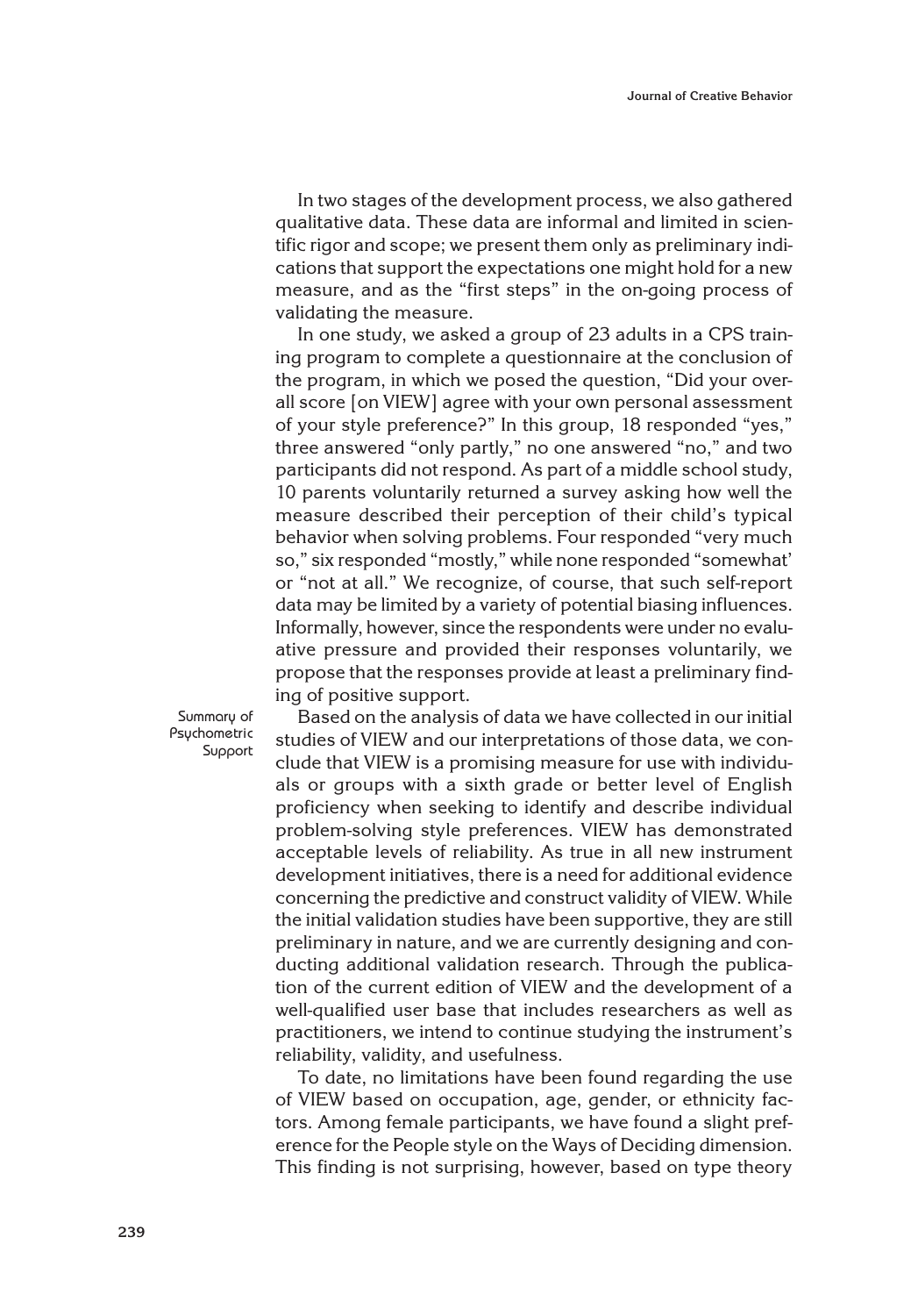In two stages of the development process, we also gathered qualitative data. These data are informal and limited in scientific rigor and scope; we present them only as preliminary indications that support the expectations one might hold for a new measure, and as the "first steps" in the on-going process of validating the measure.

In one study, we asked a group of 23 adults in a CPS training program to complete a questionnaire at the conclusion of the program, in which we posed the question, "Did your overall score [on VIEW] agree with your own personal assessment of your style preference?" In this group, 18 responded "yes," three answered "only partly," no one answered "no," and two participants did not respond. As part of a middle school study, 10 parents voluntarily returned a survey asking how well the measure described their perception of their child's typical behavior when solving problems. Four responded "very much so," six responded "mostly," while none responded "somewhat' or "not at all." We recognize, of course, that such self-report data may be limited by a variety of potential biasing influences. Informally, however, since the respondents were under no evaluative pressure and provided their responses voluntarily, we propose that the responses provide at least a preliminary finding of positive support.

## Summary of Psychometric Support

Based on the analysis of data we have collected in our initial studies of VIEW and our interpretations of those data, we conclude that VIEW is a promising measure for use with individuals or groups with a sixth grade or better level of English proficiency when seeking to identify and describe individual problem-solving style preferences. VIEW has demonstrated acceptable levels of reliability. As true in all new instrument development initiatives, there is a need for additional evidence concerning the predictive and construct validity of VIEW. While the initial validation studies have been supportive, they are still preliminary in nature, and we are currently designing and conducting additional validation research. Through the publication of the current edition of VIEW and the development of a well-qualified user base that includes researchers as well as practitioners, we intend to continue studying the instrument's reliability, validity, and usefulness.

To date, no limitations have been found regarding the use of VIEW based on occupation, age, gender, or ethnicity factors. Among female participants, we have found a slight preference for the People style on the Ways of Deciding dimension. This finding is not surprising, however, based on type theory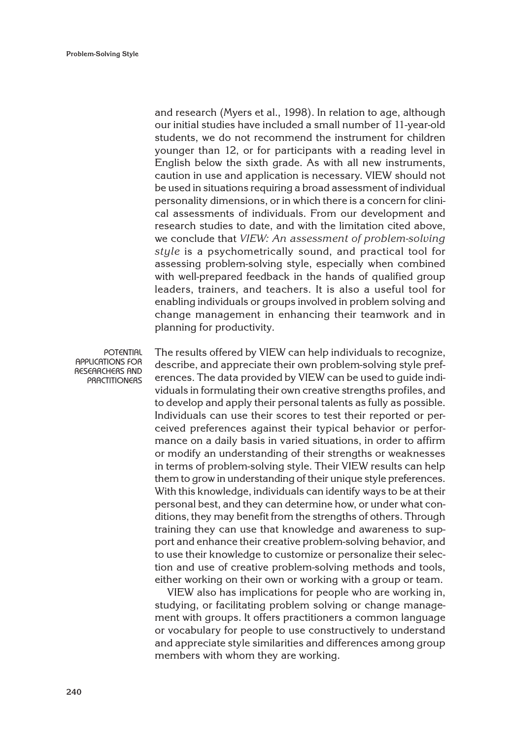and research (Myers et al., 1998). In relation to age, although our initial studies have included a small number of 11-year-old students, we do not recommend the instrument for children younger than 12, or for participants with a reading level in English below the sixth grade. As with all new instruments, caution in use and application is necessary. VIEW should not be used in situations requiring a broad assessment of individual personality dimensions, or in which there is a concern for clinical assessments of individuals. From our development and research studies to date, and with the limitation cited above, we conclude that *VIEW: An assessment of problem-solving style* is a psychometrically sound, and practical tool for assessing problem-solving style, especially when combined with well-prepared feedback in the hands of qualified group leaders, trainers, and teachers. It is also a useful tool for enabling individuals or groups involved in problem solving and change management in enhancing their teamwork and in planning for productivity.

## POTENTIAL APPLICATIONS FOR RESEARCHERS AND PRACTITIONERS

The results offered by VIEW can help individuals to recognize, describe, and appreciate their own problem-solving style preferences. The data provided by VIEW can be used to guide individuals in formulating their own creative strengths profiles, and to develop and apply their personal talents as fully as possible. Individuals can use their scores to test their reported or perceived preferences against their typical behavior or performance on a daily basis in varied situations, in order to affirm or modify an understanding of their strengths or weaknesses in terms of problem-solving style. Their VIEW results can help them to grow in understanding of their unique style preferences. With this knowledge, individuals can identify ways to be at their personal best, and they can determine how, or under what conditions, they may benefit from the strengths of others. Through training they can use that knowledge and awareness to support and enhance their creative problem-solving behavior, and to use their knowledge to customize or personalize their selection and use of creative problem-solving methods and tools, either working on their own or working with a group or team.

VIEW also has implications for people who are working in, studying, or facilitating problem solving or change management with groups. It offers practitioners a common language or vocabulary for people to use constructively to understand and appreciate style similarities and differences among group members with whom they are working.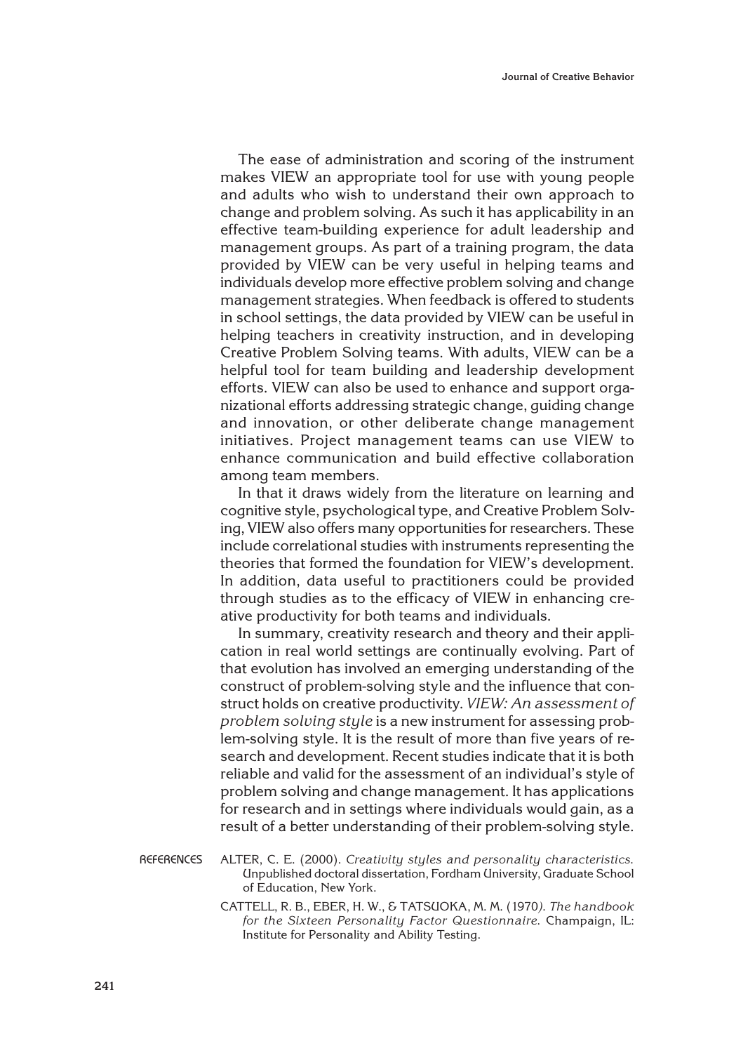The ease of administration and scoring of the instrument makes VIEW an appropriate tool for use with young people and adults who wish to understand their own approach to change and problem solving. As such it has applicability in an effective team-building experience for adult leadership and management groups. As part of a training program, the data provided by VIEW can be very useful in helping teams and individuals develop more effective problem solving and change management strategies. When feedback is offered to students in school settings, the data provided by VIEW can be useful in helping teachers in creativity instruction, and in developing Creative Problem Solving teams. With adults, VIEW can be a helpful tool for team building and leadership development efforts. VIEW can also be used to enhance and support organizational efforts addressing strategic change, guiding change and innovation, or other deliberate change management initiatives. Project management teams can use VIEW to enhance communication and build effective collaboration among team members.

In that it draws widely from the literature on learning and cognitive style, psychological type, and Creative Problem Solving, VIEW also offers many opportunities for researchers. These include correlational studies with instruments representing the theories that formed the foundation for VIEW's development. In addition, data useful to practitioners could be provided through studies as to the efficacy of VIEW in enhancing creative productivity for both teams and individuals.

In summary, creativity research and theory and their application in real world settings are continually evolving. Part of that evolution has involved an emerging understanding of the construct of problem-solving style and the influence that construct holds on creative productivity. *VIEW: An assessment of problem solving style* is a new instrument for assessing problem-solving style. It is the result of more than five years of research and development. Recent studies indicate that it is both reliable and valid for the assessment of an individual's style of problem solving and change management. It has applications for research and in settings where individuals would gain, as a result of a better understanding of their problem-solving style.

## REFERENCES

ALTER, C. E. (2000). *Creativity styles and personality characteristics.* Unpublished doctoral dissertation, Fordham University, Graduate School of Education, New York.

CATTELL, R. B., EBER, H. W., & TATSUOKA, M. M. (1970). *The handbook for the Sixteen Personality Factor Questionnaire.* Champaign, IL: Institute for Personality and Ability Testing.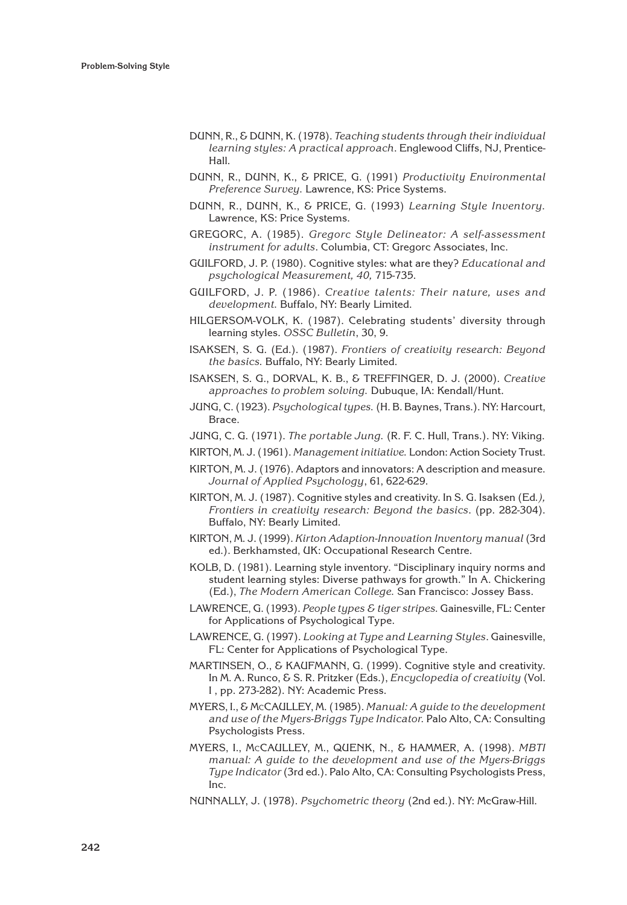DUNN, R., & DUNN, K. (1978). *Teaching students through their individual learning styles: A practical approach*. Englewood Cliffs, NJ, Prentice-Hall.

DUNN, R., DUNN, K., & PRICE, G. (1991) *Productivity Environmental Preference Survey.* Lawrence, KS: Price Systems.

DUNN, R., DUNN, K., & PRICE, G. (1993) *Learning Style Inventory.* Lawrence, KS: Price Systems.

GREGORC, A. (1985). *Gregorc Style Delineator: A self-assessment instrument for adults.* Columbia, CT: Gregorc Associates, Inc.

GUILFORD, J. P. (1980). Cognitive styles: what are they? *Educational and psychological Measurement, 40,* 715-735.

GUILFORD, J. P. (1986). *Creative talents: Their nature, uses and development.* Buffalo, NY: Bearly Limited.

HILGERSOM-VOLK, K. (1987). Celebrating students' diversity through learning styles. *OSSC Bulletin*, 30, 9.

ISAKSEN, S. G. (Ed.). (1987). *Frontiers of creativity research: Beyond the basics.* Buffalo, NY: Bearly Limited.

ISAKSEN, S. G., DORVAL, K. B., & TREFFINGER, D. J. (2000). *Creative approaches to problem solving.* Dubuque, IA: Kendall/Hunt.

JUNG, C. (1923). *Psychological types.* (H. B. Baynes, Trans.). NY: Harcourt, Brace.

JUNG, C. G. (1971). *The portable Jung.* (R. F. C. Hull, Trans.). NY: Viking.

KIRTON, M. J. (1961). *Management initiative.* London: Action Society Trust.

KIRTON, M. J. (1976). Adaptors and innovators: A description and measure. *Journal of Applied Psychology*, 61, 622-629.

KIRTON, M. J. (1987). Cognitive styles and creativity. In S. G. Isaksen (Ed*.), Frontiers in creativity research: Beyond the basics*. (pp. 282-304). Buffalo, NY: Bearly Limited.

KIRTON, M. J. (1999). *Kirton Adaption-Innovation Inventory manual* (3rd ed.). Berkhamsted, UK: Occupational Research Centre.

KOLB, D. (1981). Learning style inventory. "Disciplinary inquiry norms and student learning styles: Diverse pathways for growth." In A. Chickering (Ed.), *The Modern American College.* San Francisco: Jossey Bass.

LAWRENCE, G. (1993). *People types & tiger stripes.* Gainesville, FL: Center for Applications of Psychological Type.

LAWRENCE, G. (1997). *Looking at Type and Learning Styles*. Gainesville, FL: Center for Applications of Psychological Type.

MARTINSEN, O., & KAUFMANN, G. (1999). Cognitive style and creativity. In M. A. Runco, & S. R. Pritzker (Eds.), *Encyclopedia of creativity* (Vol. I , pp. 273-282). NY: Academic Press.

MYERS, I., & McCAULLEY, M. (1985). *Manual: A guide to the development and use of the Myers-Briggs Type Indicator.* Palo Alto, CA: Consulting Psychologists Press.

MYERS, I., McCAULLEY, M., QUENK, N., & HAMMER, A. (1998). *MBTI manual: A guide to the development and use of the Myers-Briggs Type Indicator* (3rd ed.). Palo Alto, CA: Consulting Psychologists Press, Inc.

NUNNALLY, J. (1978). *Psychometric theory* (2nd ed.). NY: McGraw-Hill.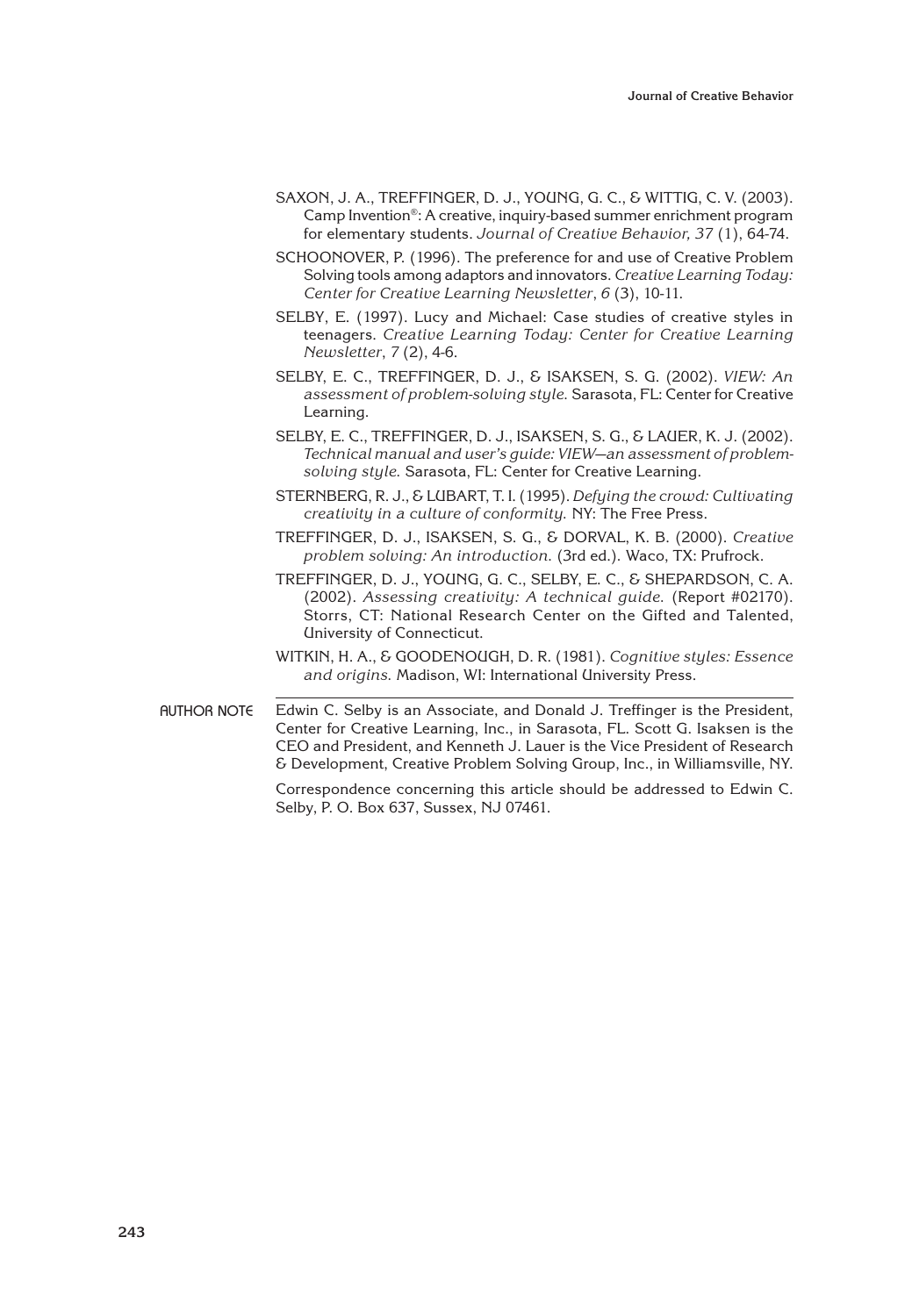SAXON, J. A., TREFFINGER, D. J., YOUNG, G. C., & WITTIG, C. V. (2003). Camp Invention®: A creative, inquiry-based summer enrichment program for elementary students. *Journal of Creative Behavior, 37* (1), 64-74.

SCHOONOVER, P. (1996). The preference for and use of Creative Problem Solving tools among adaptors and innovators. *Creative Learning Today: Center for Creative Learning Newsletter*, *6* (3), 10-11.

SELBY, E. (1997). Lucy and Michael: Case studies of creative styles in teenagers. *Creative Learning Today: Center for Creative Learning Newsletter*, *7* (2), 4-6.

SELBY, E. C., TREFFINGER, D. J., & ISAKSEN, S. G. (2002). *VIEW: An assessment of problem-solving style.* Sarasota, FL: Center for Creative Learning.

SELBY, E. C., TREFFINGER, D. J., ISAKSEN, S. G., & LAUER, K. J. (2002). *Technical manual and user's guide: VIEW—an assessment of problem-solving style.* Sarasota, FL: Center for Creative Learning.

STERNBERG, R. J., & LUBART, T. I. (1995). *Defying the crowd: Cultivating creativity in a culture of conformity.* NY: The Free Press.

TREFFINGER, D. J., ISAKSEN, S. G., & DORVAL, K. B. (2000). *Creative problem solving: An introduction.* (3rd ed.). Waco, TX: Prufrock.

TREFFINGER, D. J., YOUNG, G. C., SELBY, E. C., & SHEPARDSON, C. A. (2002). *Assessing creativity: A technical guide.* (Report #02170). Storrs, CT: National Research Center on the Gifted and Talented, University of Connecticut.

WITKIN, H. A., & GOODENOUGH, D. R. (1981). *Cognitive styles: Essence and origins.* Madison, WI: International University Press.

## AUTHOR NOTE

Edwin C. Selby is an Associate, and Donald J. Treffinger is the President, Center for Creative Learning, Inc., in Sarasota, FL. Scott G. Isaksen is the CEO and President, and Kenneth J. Lauer is the Vice President of Research & Development, Creative Problem Solving Group, Inc., in Williamsville, NY.

Correspondence concerning this article should be addressed to Edwin C. Selby, P. O. Box 637, Sussex, NJ 07461.